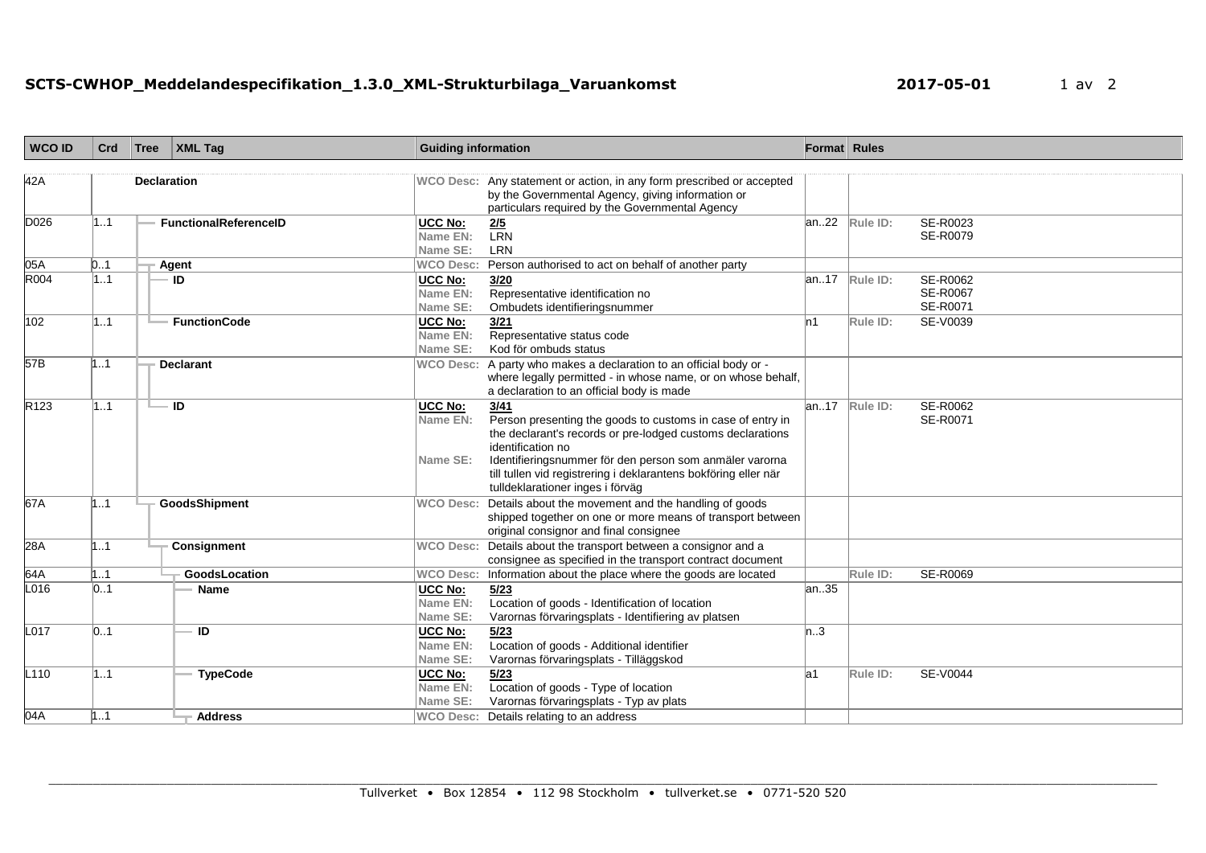# SCTS-CWHOP_Meddelandespecifikation_1.3.0_XML-Strukturbilaga_Varuankomst

2017-05-01

| WCO ID | Crd | Tree | XML Tag | Guiding information | Format | Rules |
|---|---|---|---|---|---|---|
| 42A | | | Declaration | WCO Desc: Any statement or action, in any form prescribed or accepted by the Governmental Agency, giving information or particulars required by the Governmental Agency | | |
| D026 | 1..1 | | FunctionalReferenceID | UCC No: 2/5<br>Name EN: LRN<br>Name SE: LRN | an..22 | Rule ID: SE-R0023<br>SE-R0079 |
| 05A | 0..1 | | Agent | WCO Desc: Person authorised to act on behalf of another party | | |
| R004 | 1..1 | | ID | UCC No: 3/20<br>Name EN: Representative identification no<br>Name SE: Ombudets identifieringsnummer | an..17 | Rule ID: SE-R0062<br>SE-R0067<br>SE-R0071 |
| 102 | 1..1 | | FunctionCode | UCC No: 3/21<br>Name EN: Representative status code<br>Name SE: Kod för ombuds status | n1 | Rule ID: SE-V0039 |
| 57B | 1..1 | | Declarant | WCO Desc: A party who makes a declaration to an official body or - where legally permitted - in whose name, or on whose behalf, a declaration to an official body is made | | |
| R123 | 1..1 | | ID | UCC No: 3/41<br>Name EN: Person presenting the goods to customs in case of entry in the declarant's records or pre-lodged customs declarations identification no<br>Name SE: Identifieringsnummer för den person som anmäler varorna till tullen vid registrering i deklarantens bokföring eller när tulldeklarationer inges i förväg | an..17 | Rule ID: SE-R0062<br>SE-R0071 |
| 67A | 1..1 | | GoodsShipment | WCO Desc: Details about the movement and the handling of goods shipped together on one or more means of transport between original consignor and final consignee | | |
| 28A | 1..1 | | Consignment | WCO Desc: Details about the transport between a consignor and a consignee as specified in the transport contract document | | |
| 64A | 1..1 | | GoodsLocation | WCO Desc: Information about the place where the goods are located | | Rule ID: SE-R0069 |
| L016 | 0..1 | | Name | UCC No: 5/23<br>Name EN: Location of goods - Identification of location<br>Name SE: Varornas förvaringsplats - Identifiering av platsen | an..35 | |
| L017 | 0..1 | | ID | UCC No: 5/23<br>Name EN: Location of goods - Additional identifier<br>Name SE: Varornas förvaringsplats - Tilläggskod | n..3 | |
| L110 | 1..1 | | TypeCode | UCC No: 5/23<br>Name EN: Location of goods - Type of location<br>Name SE: Varornas förvaringsplats - Typ av plats | a1 | Rule ID: SE-V0044 |
| 04A | 1..1 | | Address | WCO Desc: Details relating to an address | | |

Tullverket • Box 12854 • 112 98 Stockholm • tullverket.se • 0771-520 520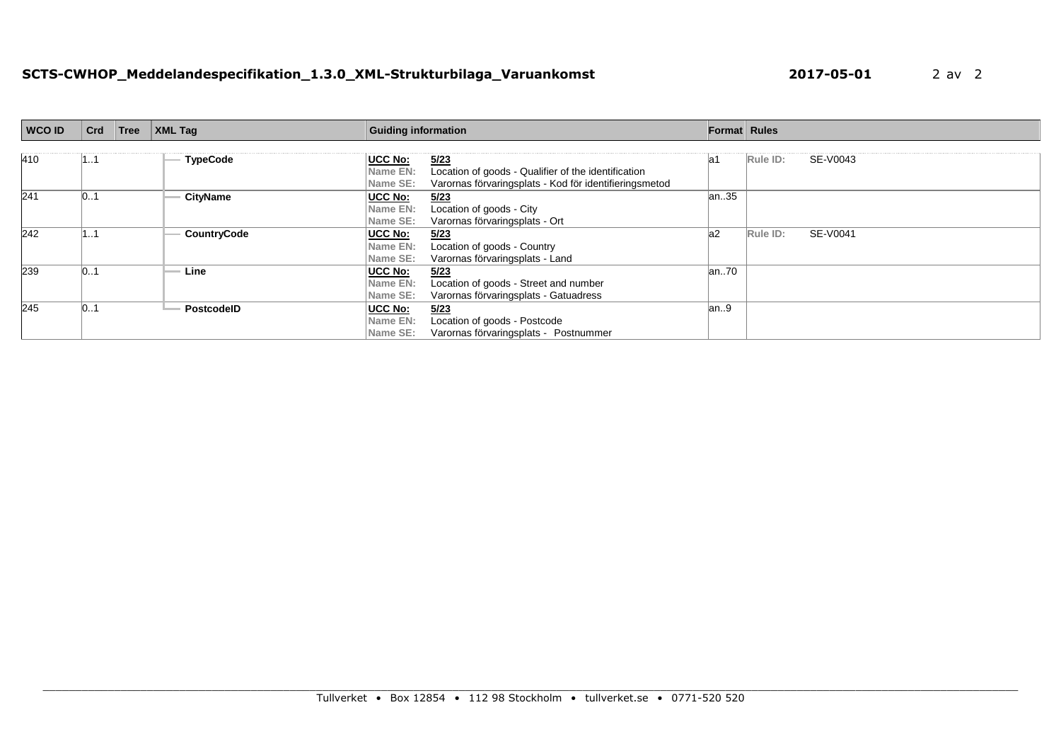| WCO ID | Crd | Tree | XML Tag | Guiding information | Format | Rules |
|---|---|---|---|---|---|---|
| 410 | 1..1 | | TypeCode | UCC No: 5/23<br>Name EN: Location of goods - Qualifier of the identification<br>Name SE: Varornas förvaringsplats - Kod för identifieringsmetod | a1 | Rule ID: SE-V0043 |
| 241 | 0..1 | | CityName | UCC No: 5/23<br>Name EN: Location of goods - City<br>Name SE: Varornas förvaringsplats - Ort | an..35 | |
| 242 | 1..1 | | CountryCode | UCC No: 5/23<br>Name EN: Location of goods - Country<br>Name SE: Varornas förvaringsplats - Land | a2 | Rule ID: SE-V0041 |
| 239 | 0..1 | | Line | UCC No: 5/23<br>Name EN: Location of goods - Street and number<br>Name SE: Varornas förvaringsplats - Gatuadress | an..70 | |
| 245 | 0..1 | | PostcodeID | UCC No: 5/23<br>Name EN: Location of goods - Postcode<br>Name SE: Varornas förvaringsplats - Postnummer | an..9 | |